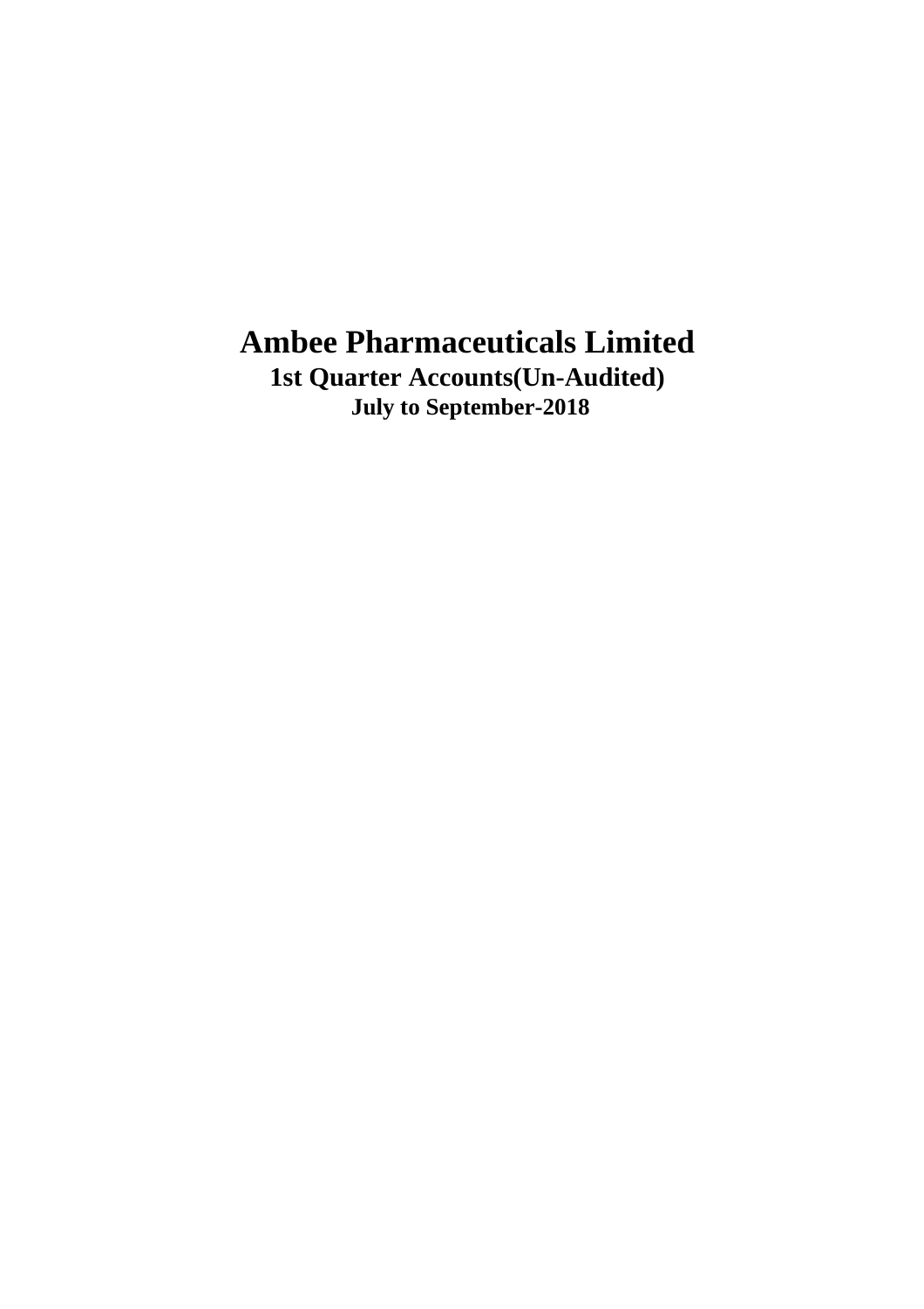# Ambee Pharmaceuticals Limited

## 1st Quarter Accounts(Un-Audited)

### July to September-2018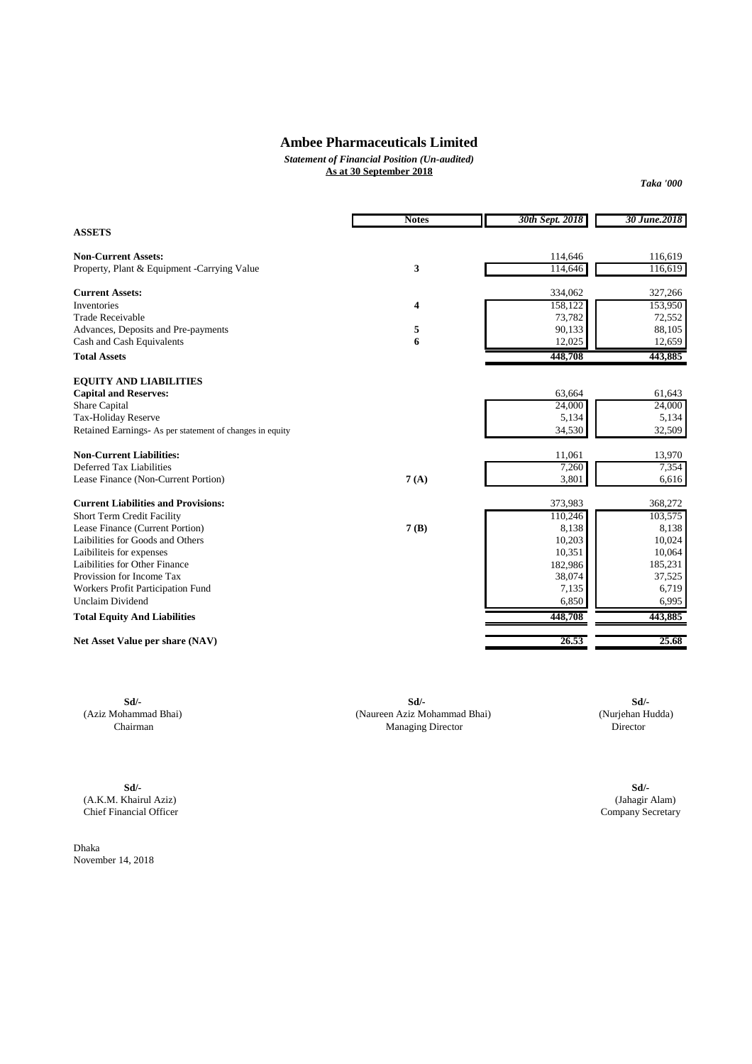# Ambee Pharmaceuticals Limited

***Statement of Financial Position (Un-audited)***

**As at 30 September 2018**

***Taka '000***

| | Notes | *30th Sept. 2018* | *30 June.2018* |
|---|---|---|---|
| **ASSETS** | | | |
| **Non-Current Assets:** | | 114,646 | 116,619 |
| Property, Plant & Equipment -Carrying Value | 3 | 114,646 | 116,619 |
| **Current Assets:** | | 334,062 | 327,266 |
| Inventories | 4 | 158,122 | 153,950 |
| Trade Receivable | | 73,782 | 72,552 |
| Advances, Deposits and Pre-payments | 5 | 90,133 | 88,105 |
| Cash and Cash Equivalents | 6 | 12,025 | 12,659 |
| **Total Assets** | | **448,708** | **443,885** |
| **EQUITY AND LIABILITIES** | | | |
| **Capital and Reserves:** | | 63,664 | 61,643 |
| Share Capital | | 24,000 | 24,000 |
| Tax-Holiday Reserve | | 5,134 | 5,134 |
| Retained Earnings- As per statement of changes in equity | | 34,530 | 32,509 |
| **Non-Current Liabilities:** | | 11,061 | 13,970 |
| Deferred Tax Liabilities | | 7,260 | 7,354 |
| Lease Finance (Non-Current Portion) | 7 (A) | 3,801 | 6,616 |
| **Current Liabilities and Provisions:** | | 373,983 | 368,272 |
| Short Term Credit Facility | | 110,246 | 103,575 |
| Lease Finance (Current Portion) | 7 (B) | 8,138 | 8,138 |
| Laibilities for Goods and Others | | 10,203 | 10,024 |
| Laibiliteis for expenses | | 10,351 | 10,064 |
| Laibilities for Other Finance | | 182,986 | 185,231 |
| Provission for Income Tax | | 38,074 | 37,525 |
| Workers Profit Participation Fund | | 7,135 | 6,719 |
| Unclaim Dividend | | 6,850 | 6,995 |
| **Total Equity And Liabilities** | | **448,708** | **443,885** |
| **Net Asset Value per share (NAV)** | | **26.53** | **25.68** |

| | | |
|---|---|---|
| **Sd/-** | **Sd/-** | **Sd/-** |
| (Aziz Mohammad Bhai) | (Naureen Aziz Mohammad Bhai) | (Nurjehan Hudda) |
| Chairman | Managing Director | Director |

| | |
|---|---|
| **Sd/-** | **Sd/-** |
| (A.K.M. Khairul Aziz) | (Jahagir Alam) |
| Chief Financial Officer | Company Secretary |

Dhaka
November 14, 2018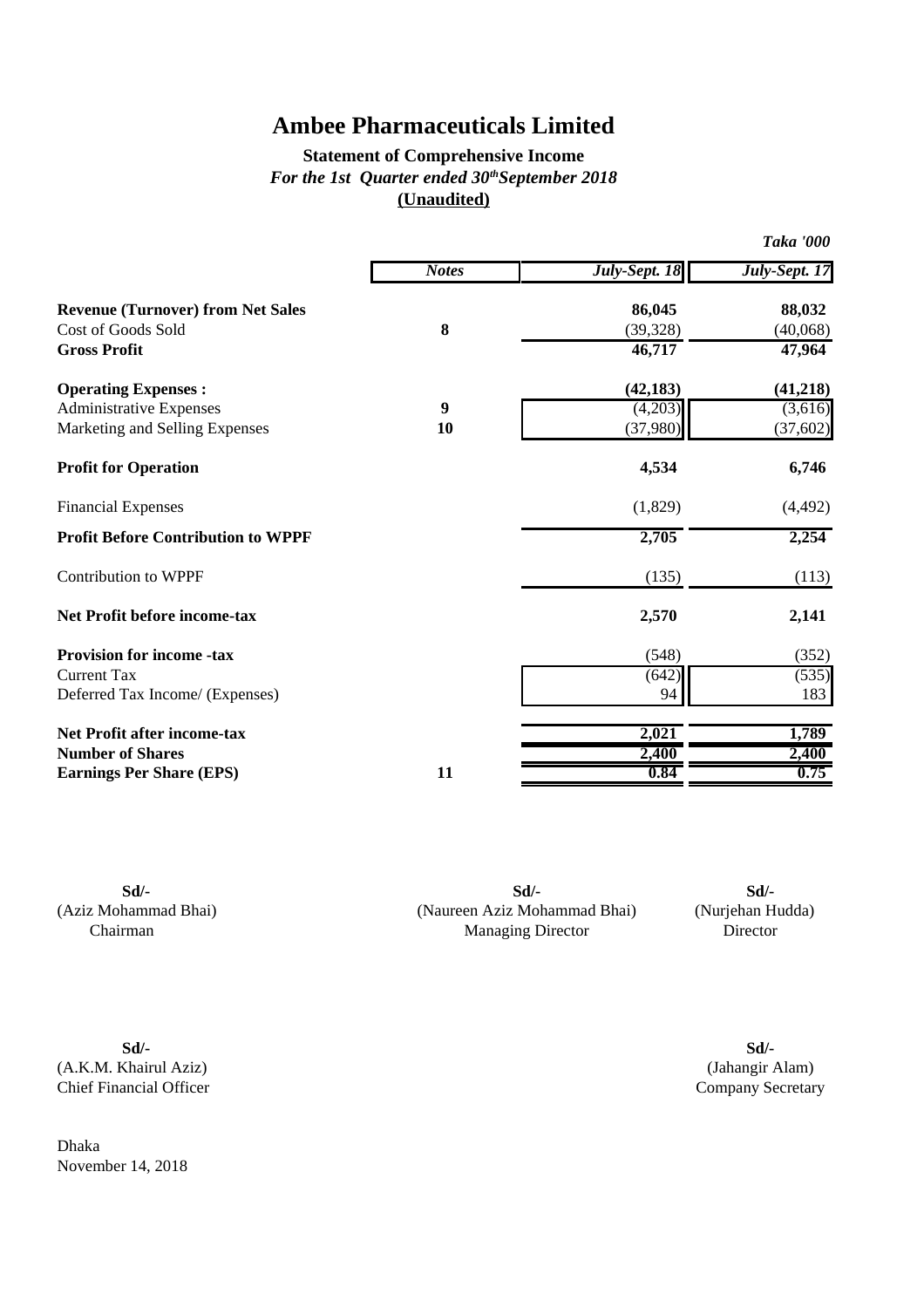# Ambee Pharmaceuticals Limited

**Statement of Comprehensive Income**

***For the 1st Quarter ended 30th September 2018***

**(Unaudited)**

***Taka '000***

| | *Notes* | *July-Sept. 18* | *July-Sept. 17* |
|---|---|---|---|
| **Revenue (Turnover) from Net Sales** | | **86,045** | **88,032** |
| Cost of Goods Sold | **8** | (39,328) | (40,068) |
| **Gross Profit** | | **46,717** | **47,964** |
| **Operating Expenses :** | | **(42,183)** | **(41,218)** |
| Administrative Expenses | **9** | (4,203) | (3,616) |
| Marketing and Selling Expenses | **10** | (37,980) | (37,602) |
| **Profit for Operation** | | **4,534** | **6,746** |
| Financial Expenses | | (1,829) | (4,492) |
| **Profit Before Contribution to WPPF** | | **2,705** | **2,254** |
| Contribution to WPPF | | (135) | (113) |
| **Net Profit before income-tax** | | **2,570** | **2,141** |
| **Provision for income -tax** | | (548) | (352) |
| Current Tax | | (642) | (535) |
| Deferred Tax Income/ (Expenses) | | 94 | 183 |
| **Net Profit after income-tax** | | **2,021** | **1,789** |
| **Number of Shares** | | **2,400** | **2,400** |
| **Earnings Per Share (EPS)** | **11** | **0.84** | **0.75** |

**Sd/-**
(Aziz Mohammad Bhai)
Chairman

**Sd/-**
(Naureen Aziz Mohammad Bhai)
Managing Director

**Sd/-**
(Nurjehan Hudda)
Director

**Sd/-**
(A.K.M. Khairul Aziz)
Chief Financial Officer

**Sd/-**
(Jahangir Alam)
Company Secretary

Dhaka
November 14, 2018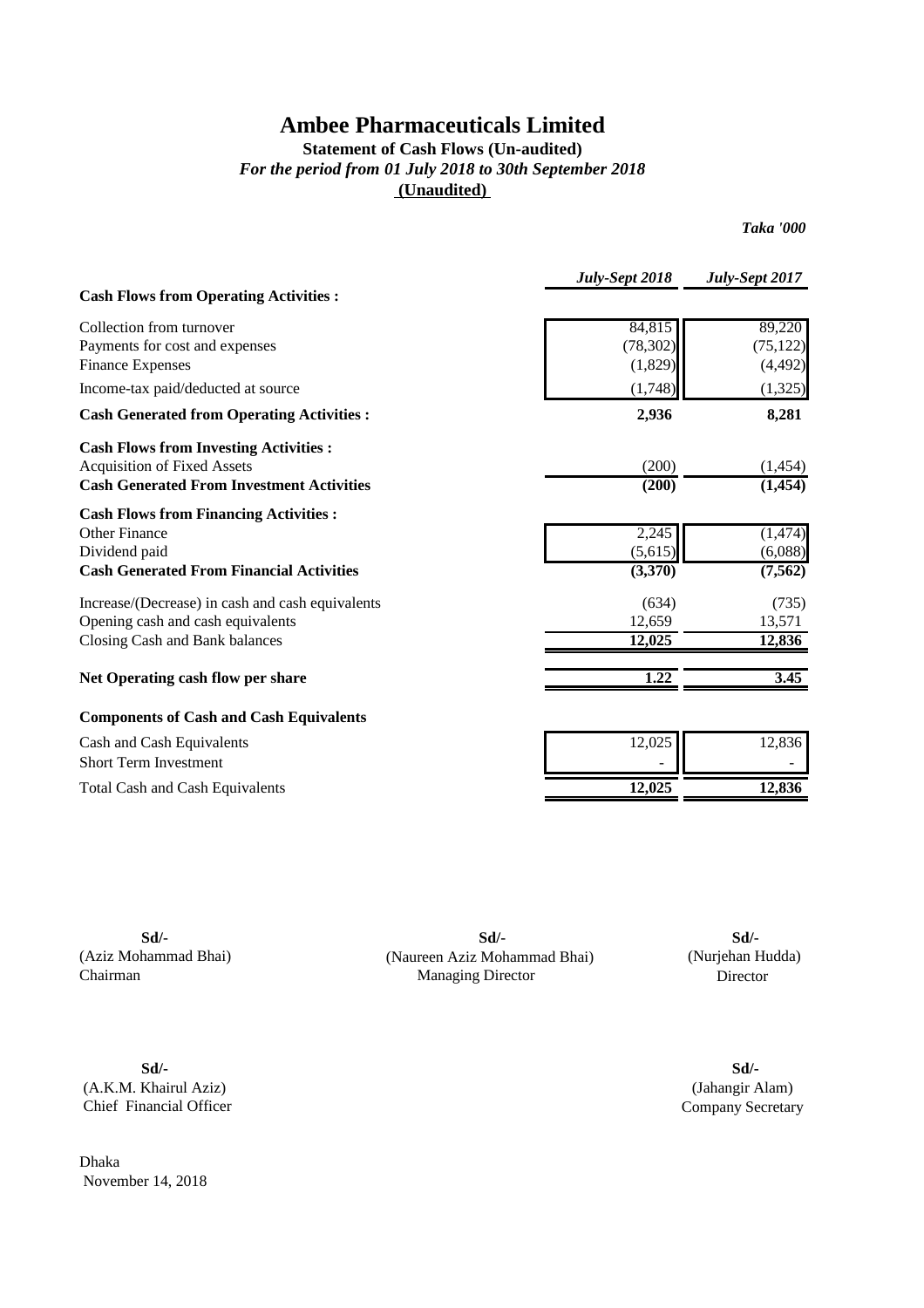# Ambee Pharmaceuticals Limited

### Statement of Cash Flows (Un-audited)

***For the period from 01 July 2018 to 30th September 2018***

**(Unaudited)**

***Taka '000***

| | ***July-Sept 2018*** | ***July-Sept 2017*** |
|---|---|---|
| **Cash Flows from Operating Activities :** | | |
| Collection from turnover | 84,815 | 89,220 |
| Payments for cost and expenses | (78,302) | (75,122) |
| Finance Expenses | (1,829) | (4,492) |
| Income-tax paid/deducted at source | (1,748) | (1,325) |
| **Cash Generated from Operating Activities :** | **2,936** | **8,281** |
| **Cash Flows from Investing Activities :** | | |
| Acquisition of Fixed Assets | (200) | (1,454) |
| **Cash Generated From Investment Activities** | **(200)** | **(1,454)** |
| **Cash Flows from Financing Activities :** | | |
| Other Finance | 2,245 | (1,474) |
| Dividend paid | (5,615) | (6,088) |
| **Cash Generated From Financial Activities** | **(3,370)** | **(7,562)** |
| Increase/(Decrease) in cash and cash equivalents | (634) | (735) |
| Opening cash and cash equivalents | 12,659 | 13,571 |
| Closing Cash and Bank balances | 12,025 | 12,836 |
| **Net Operating cash flow per share** | **1.22** | **3.45** |
| **Components of Cash and Cash Equivalents** | | |
| Cash and Cash Equivalents | 12,025 | 12,836 |
| Short Term Investment | - | - |
| Total Cash and Cash Equivalents | **12,025** | **12,836** |

**Sd/-**
(Aziz Mohammad Bhai)
Chairman

**Sd/-**
(Naureen Aziz Mohammad Bhai)
Managing Director

**Sd/-**
(Nurjehan Hudda)
Director

**Sd/-**
(A.K.M. Khairul Aziz)
Chief Financial Officer

**Sd/-**
(Jahangir Alam)
Company Secretary

Dhaka
November 14, 2018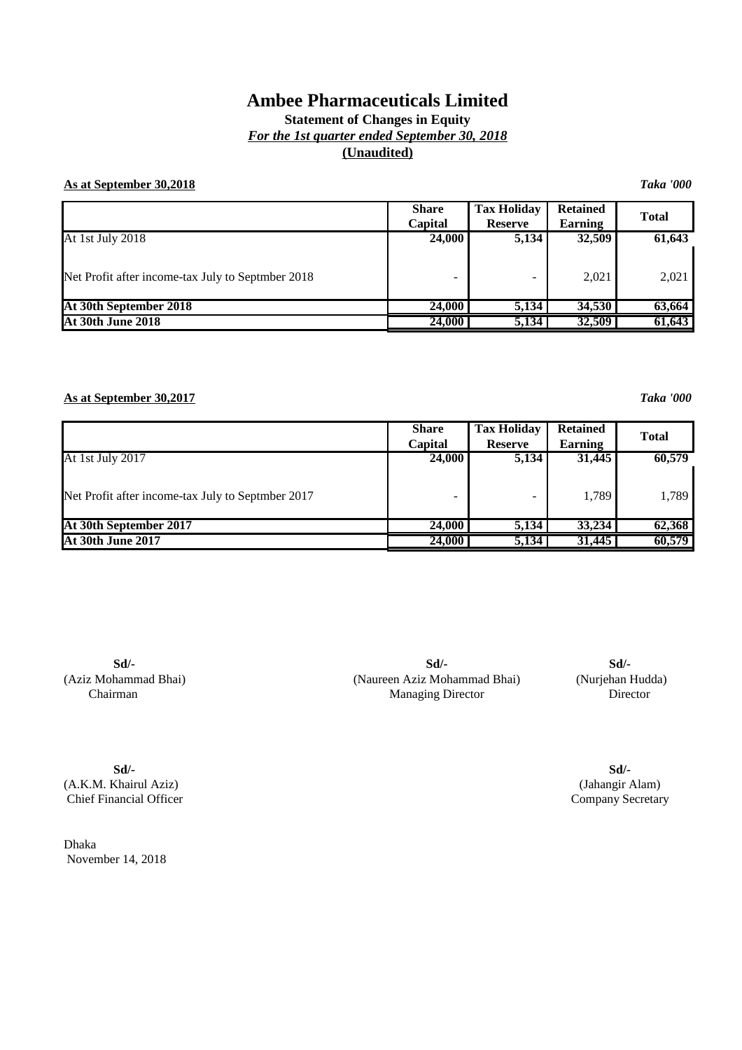# Ambee Pharmaceuticals Limited

**Statement of Changes in Equity**

***For the 1st quarter ended September 30, 2018***

**(Unaudited)**

**As at September 30,2018** ***Taka '000***

| | Share Capital | Tax Holiday Reserve | Retained Earning | Total |
|---|---|---|---|---|
| At 1st July 2018 | 24,000 | 5,134 | 32,509 | 61,643 |
| Net Profit after income-tax July to Septmber 2018 | - | - | 2,021 | 2,021 |
| **At 30th September 2018** | **24,000** | **5,134** | **34,530** | **63,664** |
| **At 30th June 2018** | **24,000** | **5,134** | **32,509** | **61,643** |

**As at September 30,2017** ***Taka '000***

| | Share Capital | Tax Holiday Reserve | Retained Earning | Total |
|---|---|---|---|---|
| At 1st July 2017 | 24,000 | 5,134 | 31,445 | 60,579 |
| Net Profit after income-tax July to Septmber 2017 | - | - | 1,789 | 1,789 |
| **At 30th September 2017** | **24,000** | **5,134** | **33,234** | **62,368** |
| **At 30th June 2017** | **24,000** | **5,134** | **31,445** | **60,579** |

**Sd/-**
(Aziz Mohammad Bhai)
Chairman

**Sd/-**
(Naureen Aziz Mohammad Bhai)
Managing Director

**Sd/-**
(Nurjehan Hudda)
Director

**Sd/-**
(A.K.M. Khairul Aziz)
Chief Financial Officer

**Sd/-**
(Jahangir Alam)
Company Secretary

Dhaka
November 14, 2018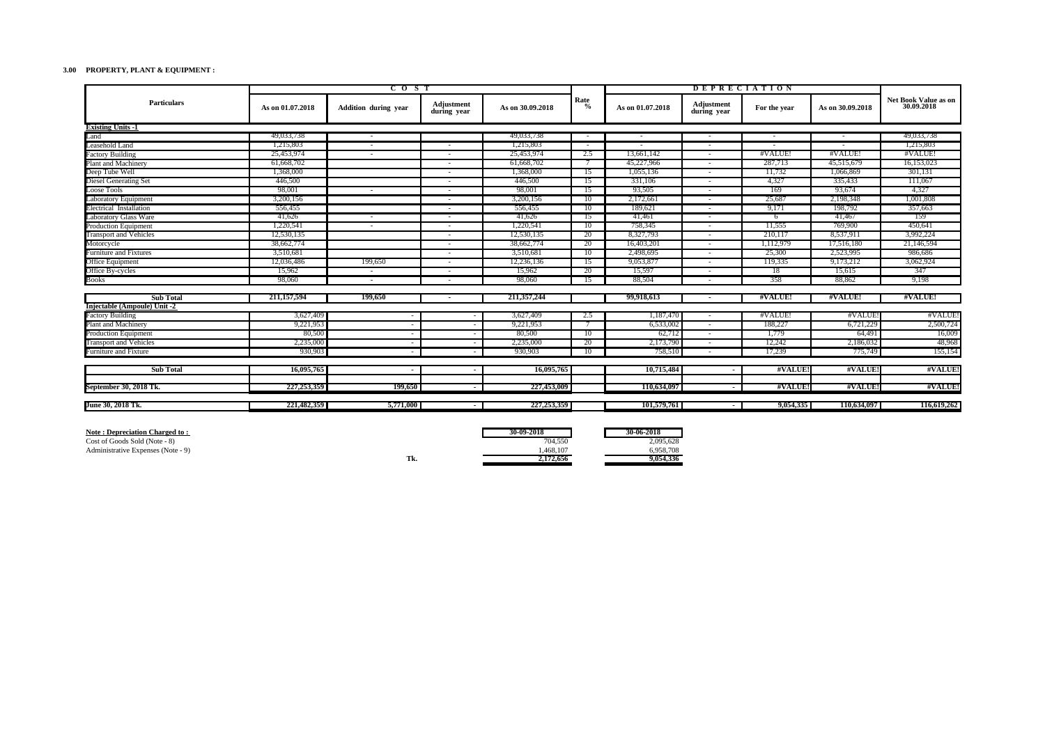**3.00 PROPERTY, PLANT & EQUIPMENT :**

| Particulars | COST | | | | Rate % | DEPRECIATION | | | | Net Book Value as on 30.09.2018 |
|---|---|---|---|---|---|---|---|---|---|---|
| | As on 01.07.2018 | Addition during year | Adjustment during year | As on 30.09.2018 | | As on 01.07.2018 | Adjustment during year | For the year | As on 30.09.2018 | |
| **Existing Units -1** | | | | | | | | | | |
| Land | 49,033,738 | - | | 49,033,738 | - | - | - | - | - | 49,033,738 |
| Leasehold Land | 1,215,803 | - | - | 1,215,803 | - | - | - | - | - | 1,215,803 |
| Factory Building | 25,453,974 | - | - | 25,453,974 | 2.5 | 13,661,142 | - | #VALUE! | #VALUE! | #VALUE! |
| Plant and Machinery | 61,668,702 | | - | 61,668,702 | 7 | 45,227,966 | - | 287,713 | 45,515,679 | 16,153,023 |
| Deep Tube Well | 1,368,000 | | - | 1,368,000 | 15 | 1,055,136 | - | 11,732 | 1,066,869 | 301,131 |
| Diesel Generating Set | 446,500 | | - | 446,500 | 15 | 331,106 | - | 4,327 | 335,433 | 111,067 |
| Loose Tools | 98,001 | - | - | 98,001 | 15 | 93,505 | - | 169 | 93,674 | 4,327 |
| Laboratory Equipment | 3,200,156 | | - | 3,200,156 | 10 | 2,172,661 | - | 25,687 | 2,198,348 | 1,001,808 |
| Electrical Installation | 556,455 | | - | 556,455 | 10 | 189,621 | - | 9,171 | 198,792 | 357,663 |
| Laboratory Glass Ware | 41,626 | - | - | 41,626 | 15 | 41,461 | - | 6 | 41,467 | 159 |
| Production Equipment | 1,220,541 | - | - | 1,220,541 | 10 | 758,345 | - | 11,555 | 769,900 | 450,641 |
| Transport and Vehicles | 12,530,135 | | - | 12,530,135 | 20 | 8,327,793 | - | 210,117 | 8,537,911 | 3,992,224 |
| Motorcycle | 38,662,774 | | - | 38,662,774 | 20 | 16,403,201 | - | 1,112,979 | 17,516,180 | 21,146,594 |
| Furniture and Fixtures | 3,510,681 | | - | 3,510,681 | 10 | 2,498,695 | - | 25,300 | 2,523,995 | 986,686 |
| Office Equipment | 12,036,486 | 199,650 | - | 12,236,136 | 15 | 9,053,877 | - | 119,335 | 9,173,212 | 3,062,924 |
| Office By-cycles | 15,962 | - | - | 15,962 | 20 | 15,597 | - | 18 | 15,615 | 347 |
| Books | 98,060 | - | - | 98,060 | 15 | 88,504 | - | 358 | 88,862 | 9,198 |
| **Sub Total** | **211,157,594** | **199,650** | **-** | **211,357,244** | | **99,918,613** | **-** | **#VALUE!** | **#VALUE!** | **#VALUE!** |
| **Injectable (Ampoule) Unit -2** | | | | | | | | | | |
| Factory Building | 3,627,409 | - | - | 3,627,409 | 2.5 | 1,187,470 | - | #VALUE! | #VALUE! | #VALUE! |
| Plant and Machinery | 9,221,953 | - | - | 9,221,953 | 7 | 6,533,002 | - | 188,227 | 6,721,229 | 2,500,724 |
| Production Equipment | 80,500 | - | - | 80,500 | 10 | 62,712 | - | 1,779 | 64,491 | 16,009 |
| Transport and Vehicles | 2,235,000 | - | - | 2,235,000 | 20 | 2,173,790 | - | 12,242 | 2,186,032 | 48,968 |
| Furniture and Fixture | 930,903 | - | - | 930,903 | 10 | 758,510 | - | 17,239 | 775,749 | 155,154 |
| **Sub Total** | **16,095,765** | **-** | **-** | **16,095,765** | | **10,715,484** | **-** | **#VALUE!** | **#VALUE!** | **#VALUE!** |
| **September 30, 2018 Tk.** | **227,253,359** | **199,650** | **-** | **227,453,009** | | **110,634,097** | **-** | **#VALUE!** | **#VALUE!** | **#VALUE!** |
| **June 30, 2018 Tk.** | **221,482,359** | **5,771,000** | **-** | **227,253,359** | | **101,579,761** | **-** | **9,054,335** | **110,634,097** | **116,619,262** |

| **Note : Depreciation Charged to :** | | **30-09-2018** | **30-06-2018** |
|---|---|---|---|
| Cost of Goods Sold (Note - 8) | | 704,550 | 2,095,628 |
| Administrative Expenses (Note - 9) | | 1,468,107 | 6,958,708 |
| | **Tk.** | **2,172,656** | **9,054,336** |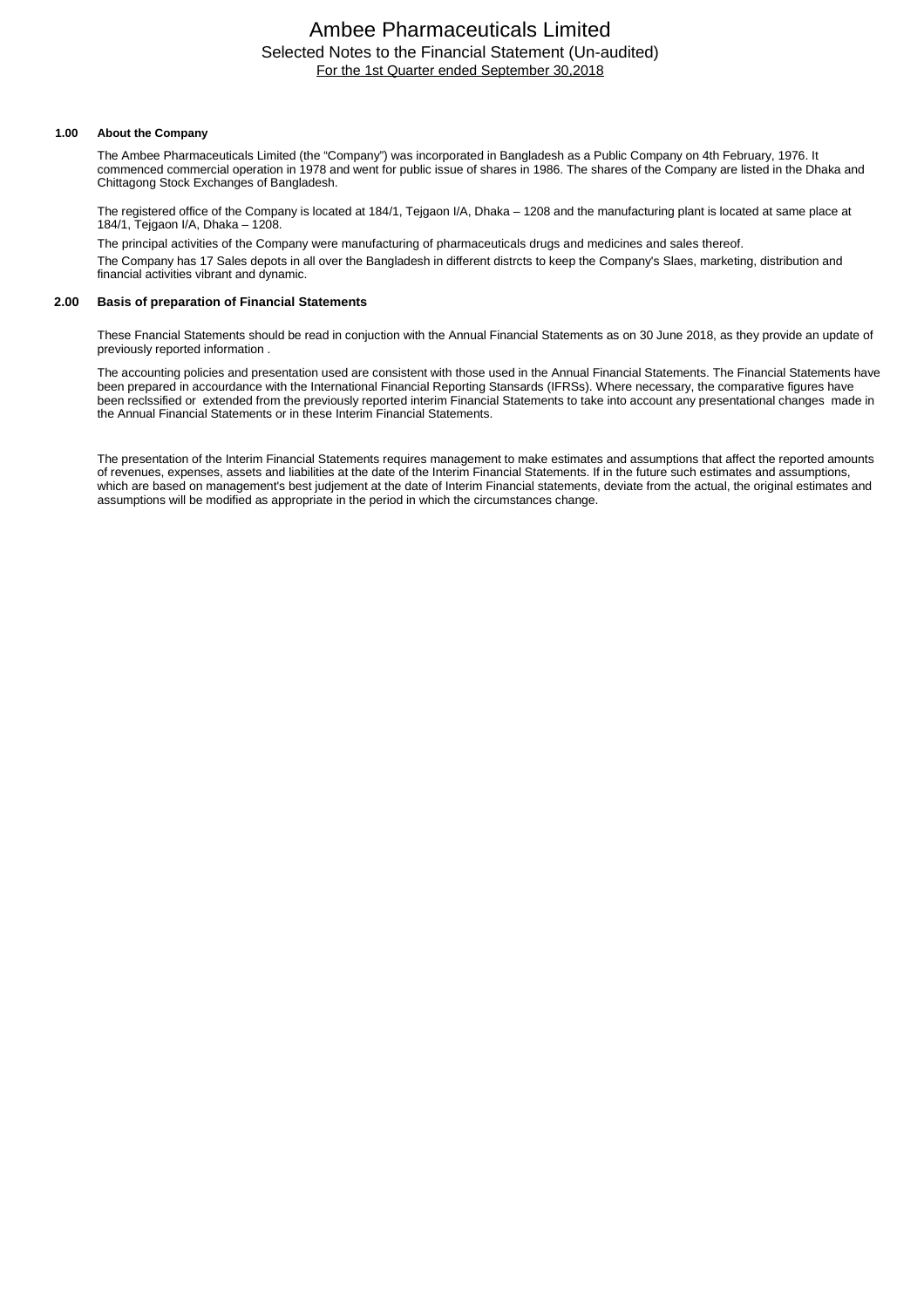# Ambee Pharmaceuticals Limited

## Selected Notes to the Financial Statement (Un-audited)

For the 1st Quarter ended September 30,2018

### 1.00 About the Company

The Ambee Pharmaceuticals Limited (the "Company") was incorporated in Bangladesh as a Public Company on 4th February, 1976. It commenced commercial operation in 1978 and went for public issue of shares in 1986. The shares of the Company are listed in the Dhaka and Chittagong Stock Exchanges of Bangladesh.

The registered office of the Company is located at 184/1, Tejgaon I/A, Dhaka – 1208 and the manufacturing plant is located at same place at 184/1, Tejgaon I/A, Dhaka – 1208.

The principal activities of the Company were manufacturing of pharmaceuticals drugs and medicines and sales thereof.

The Company has 17 Sales depots in all over the Bangladesh in different distrcts to keep the Company's Slaes, marketing, distribution and financial activities vibrant and dynamic.

### 2.00 Basis of preparation of Financial Statements

These Fnancial Statements should be read in conjuction with the Annual Financial Statements as on 30 June 2018, as they provide an update of previously reported information .

The accounting policies and presentation used are consistent with those used in the Annual Financial Statements. The Financial Statements have been prepared in accourdance with the International Financial Reporting Stansards (IFRSs). Where necessary, the comparative figures have been reclssified or extended from the previously reported interim Financial Statements to take into account any presentational changes made in the Annual Financial Statements or in these Interim Financial Statements.

The presentation of the Interim Financial Statements requires management to make estimates and assumptions that affect the reported amounts of revenues, expenses, assets and liabilities at the date of the Interim Financial Statements. If in the future such estimates and assumptions, which are based on management's best judjement at the date of Interim Financial statements, deviate from the actual, the original estimates and assumptions will be modified as appropriate in the period in which the circumstances change.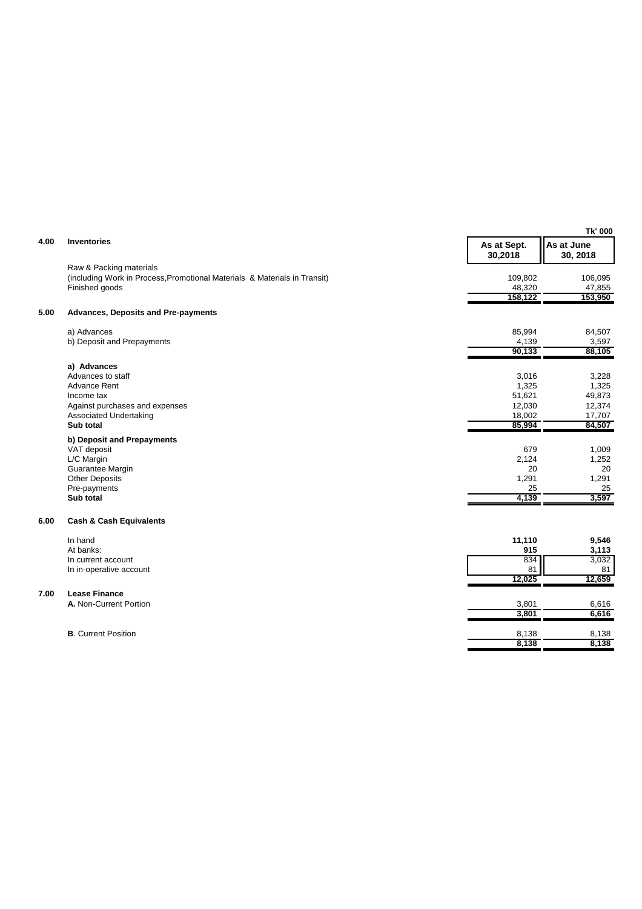Tk' 000

| | | As at Sept. 30,2018 | As at June 30, 2018 |
|---|---|---|---|
| **4.00** | **Inventories** | | |
| | Raw & Packing materials | | |
| | (including Work in Process,Promotional Materials & Materials in Transit) | 109,802 | 106,095 |
| | Finished goods | 48,320 | 47,855 |
| | | **158,122** | **153,950** |
| **5.00** | **Advances, Deposits and Pre-payments** | | |
| | a) Advances | 85,994 | 84,507 |
| | b) Deposit and Prepayments | 4,139 | 3,597 |
| | | **90,133** | **88,105** |
| | **a) Advances** | | |
| | Advances to staff | 3,016 | 3,228 |
| | Advance Rent | 1,325 | 1,325 |
| | Income tax | 51,621 | 49,873 |
| | Against purchases and expenses | 12,030 | 12,374 |
| | Associated Undertaking | 18,002 | 17,707 |
| | **Sub total** | **85,994** | **84,507** |
| | **b) Deposit and Prepayments** | | |
| | VAT deposit | 679 | 1,009 |
| | L/C Margin | 2,124 | 1,252 |
| | Guarantee Margin | 20 | 20 |
| | Other Deposits | 1,291 | 1,291 |
| | Pre-payments | 25 | 25 |
| | **Sub total** | **4,139** | **3,597** |
| **6.00** | **Cash & Cash Equivalents** | | |
| | In hand | **11,110** | **9,546** |
| | At banks: | **915** | **3,113** |
| | In current account | 834 | 3,032 |
| | In in-operative account | 81 | 81 |
| | | **12,025** | **12,659** |
| **7.00** | **Lease Finance** | | |
| | **A.** Non-Current Portion | 3,801 | 6,616 |
| | | **3,801** | **6,616** |
| | **B**. Current Position | 8,138 | 8,138 |
| | | **8,138** | **8,138** |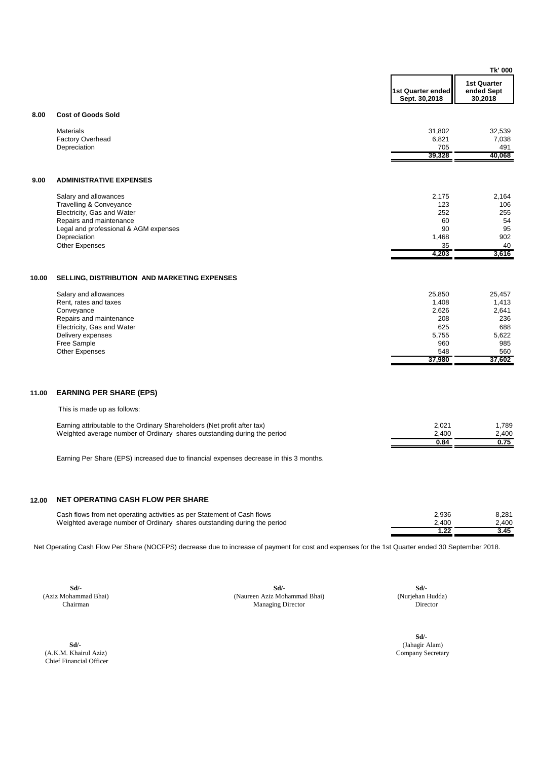Tk' 000

| | | 1st Quarter ended Sept. 30,2018 | 1st Quarter ended Sept 30,2018 |
|---|---|---|---|
| **8.00** | **Cost of Goods Sold** | | |
| | Materials | 31,802 | 32,539 |
| | Factory Overhead | 6,821 | 7,038 |
| | Depreciation | 705 | 491 |
| | | **39,328** | **40,068** |
| **9.00** | **ADMINISTRATIVE EXPENSES** | | |
| | Salary and allowances | 2,175 | 2,164 |
| | Travelling & Conveyance | 123 | 106 |
| | Electricity, Gas and Water | 252 | 255 |
| | Repairs and maintenance | 60 | 54 |
| | Legal and professional & AGM expenses | 90 | 95 |
| | Depreciation | 1,468 | 902 |
| | Other Expenses | 35 | 40 |
| | | **4,203** | **3,616** |
| **10.00** | **SELLING, DISTRIBUTION AND MARKETING EXPENSES** | | |
| | Salary and allowances | 25,850 | 25,457 |
| | Rent, rates and taxes | 1,408 | 1,413 |
| | Conveyance | 2,626 | 2,641 |
| | Repairs and maintenance | 208 | 236 |
| | Electricity, Gas and Water | 625 | 688 |
| | Delivery expenses | 5,755 | 5,622 |
| | Free Sample | 960 | 985 |
| | Other Expenses | 548 | 560 |
| | | **37,980** | **37,602** |
| **11.00** | **EARNING PER SHARE (EPS)** | | |
| | This is made up as follows: | | |
| | Earning attributable to the Ordinary Shareholders (Net profit after tax) | 2,021 | 1,789 |
| | Weighted average number of Ordinary shares outstanding during the period | 2,400 | 2,400 |
| | | **0.84** | **0.75** |

Earning Per Share (EPS) increased due to financial expenses decrease in this 3 months.

| | | | |
|---|---|---|---|
| **12.00** | **NET OPERATING CASH FLOW PER SHARE** | | |
| | Cash flows from net operating activities as per Statement of Cash flows | 2,936 | 8,281 |
| | Weighted average number of Ordinary shares outstanding during the period | 2,400 | 2,400 |
| | | **1.22** | **3.45** |

Net Operating Cash Flow Per Share (NOCFPS) decrease due to increase of payment for cost and expenses for the 1st Quarter ended 30 September 2018.

| Sd/- (Aziz Mohammad Bhai) Chairman | Sd/- (Naureen Aziz Mohammad Bhai) Managing Director | Sd/- (Nurjehan Hudda) Director |
|---|---|---|

**Sd/-**
(A.K.M. Khairul Aziz)
Chief Financial Officer

**Sd/-**
(Jahagir Alam)
Company Secretary